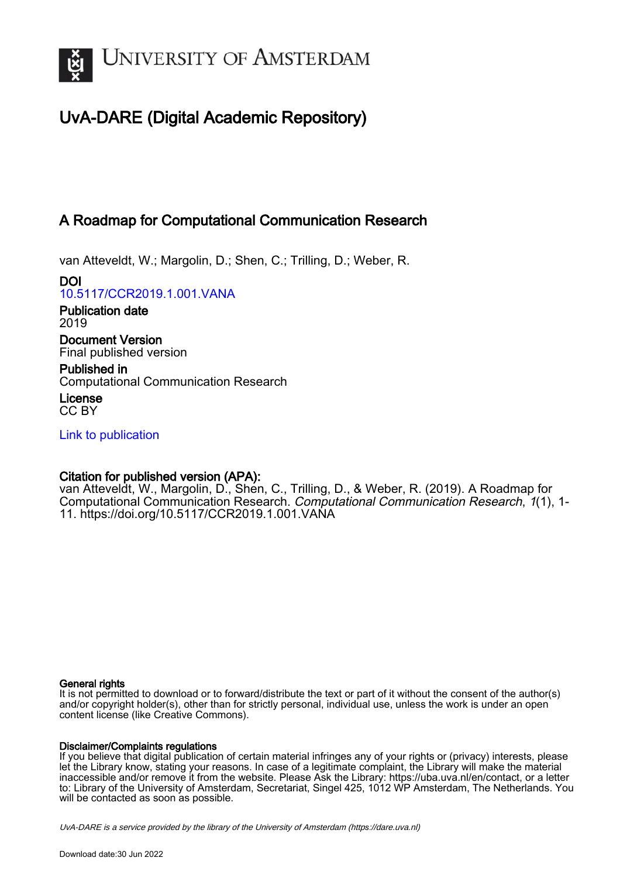# UvA-DARE (Digital Academic Repository)

## A Roadmap for Computational Communication Research

van Atteveldt, W.; Margolin, D.; Shen, C.; Trilling, D.; Weber, R.

**DOI**
10.5117/CCR2019.1.001.VANA

**Publication date**
2019

**Document Version**
Final published version

**Published in**
Computational Communication Research

**License**
CC BY

Link to publication

**Citation for published version (APA):**
van Atteveldt, W., Margolin, D., Shen, C., Trilling, D., & Weber, R. (2019). A Roadmap for Computational Communication Research. *Computational Communication Research*, *1*(1), 1-11. https://doi.org/10.5117/CCR2019.1.001.VANA

**General rights**
It is not permitted to download or to forward/distribute the text or part of it without the consent of the author(s) and/or copyright holder(s), other than for strictly personal, individual use, unless the work is under an open content license (like Creative Commons).

**Disclaimer/Complaints regulations**
If you believe that digital publication of certain material infringes any of your rights or (privacy) interests, please let the Library know, stating your reasons. In case of a legitimate complaint, the Library will make the material inaccessible and/or remove it from the website. Please Ask the Library: https://uba.uva.nl/en/contact, or a letter to: Library of the University of Amsterdam, Secretariat, Singel 425, 1012 WP Amsterdam, The Netherlands. You will be contacted as soon as possible.

*UvA-DARE is a service provided by the library of the University of Amsterdam (https://dare.uva.nl)*

Download date:30 Jun 2022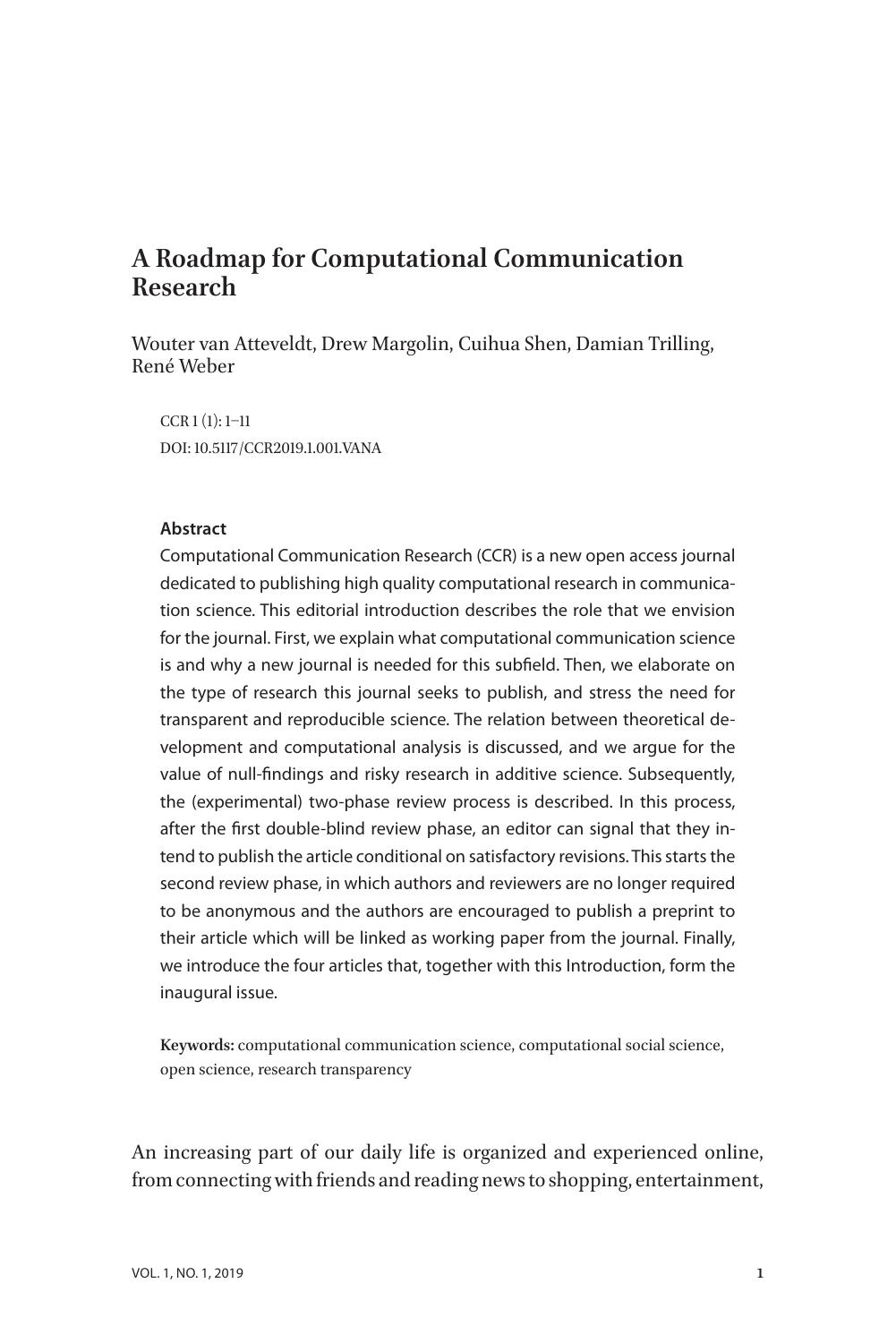# A Roadmap for Computational Communication Research

Wouter van Atteveldt, Drew Margolin, Cuihua Shen, Damian Trilling, René Weber

CCR 1 (1): 1–11
DOI: 10.5117/CCR2019.1.001.VANA

**Abstract**

Computational Communication Research (CCR) is a new open access journal dedicated to publishing high quality computational research in communication science. This editorial introduction describes the role that we envision for the journal. First, we explain what computational communication science is and why a new journal is needed for this subfield. Then, we elaborate on the type of research this journal seeks to publish, and stress the need for transparent and reproducible science. The relation between theoretical development and computational analysis is discussed, and we argue for the value of null-findings and risky research in additive science. Subsequently, the (experimental) two-phase review process is described. In this process, after the first double-blind review phase, an editor can signal that they intend to publish the article conditional on satisfactory revisions. This starts the second review phase, in which authors and reviewers are no longer required to be anonymous and the authors are encouraged to publish a preprint to their article which will be linked as working paper from the journal. Finally, we introduce the four articles that, together with this Introduction, form the inaugural issue.

**Keywords:** computational communication science, computational social science, open science, research transparency

An increasing part of our daily life is organized and experienced online, from connecting with friends and reading news to shopping, entertainment,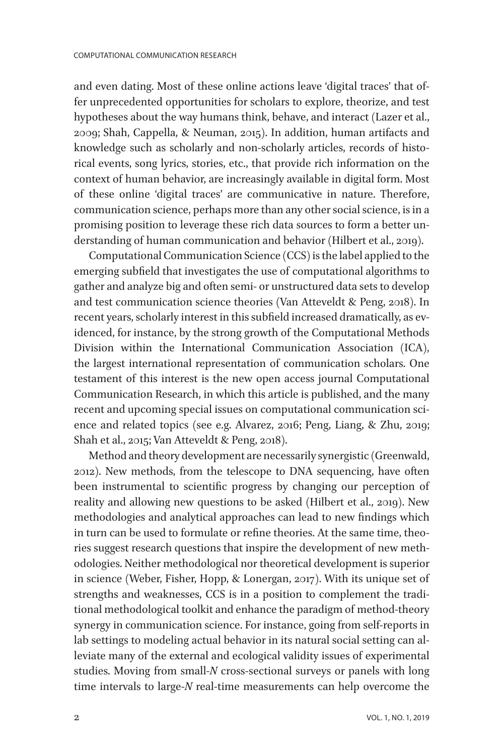and even dating. Most of these online actions leave 'digital traces' that offer unprecedented opportunities for scholars to explore, theorize, and test hypotheses about the way humans think, behave, and interact (Lazer et al., 2009; Shah, Cappella, & Neuman, 2015). In addition, human artifacts and knowledge such as scholarly and non-scholarly articles, records of historical events, song lyrics, stories, etc., that provide rich information on the context of human behavior, are increasingly available in digital form. Most of these online 'digital traces' are communicative in nature. Therefore, communication science, perhaps more than any other social science, is in a promising position to leverage these rich data sources to form a better understanding of human communication and behavior (Hilbert et al., 2019).

Computational Communication Science (CCS) is the label applied to the emerging subfield that investigates the use of computational algorithms to gather and analyze big and often semi- or unstructured data sets to develop and test communication science theories (Van Atteveldt & Peng, 2018). In recent years, scholarly interest in this subfield increased dramatically, as evidenced, for instance, by the strong growth of the Computational Methods Division within the International Communication Association (ICA), the largest international representation of communication scholars. One testament of this interest is the new open access journal Computational Communication Research, in which this article is published, and the many recent and upcoming special issues on computational communication science and related topics (see e.g. Alvarez, 2016; Peng, Liang, & Zhu, 2019; Shah et al., 2015; Van Atteveldt & Peng, 2018).

Method and theory development are necessarily synergistic (Greenwald, 2012). New methods, from the telescope to DNA sequencing, have often been instrumental to scientific progress by changing our perception of reality and allowing new questions to be asked (Hilbert et al., 2019). New methodologies and analytical approaches can lead to new findings which in turn can be used to formulate or refine theories. At the same time, theories suggest research questions that inspire the development of new methodologies. Neither methodological nor theoretical development is superior in science (Weber, Fisher, Hopp, & Lonergan, 2017). With its unique set of strengths and weaknesses, CCS is in a position to complement the traditional methodological toolkit and enhance the paradigm of method-theory synergy in communication science. For instance, going from self-reports in lab settings to modeling actual behavior in its natural social setting can alleviate many of the external and ecological validity issues of experimental studies. Moving from small-*N* cross-sectional surveys or panels with long time intervals to large-*N* real-time measurements can help overcome the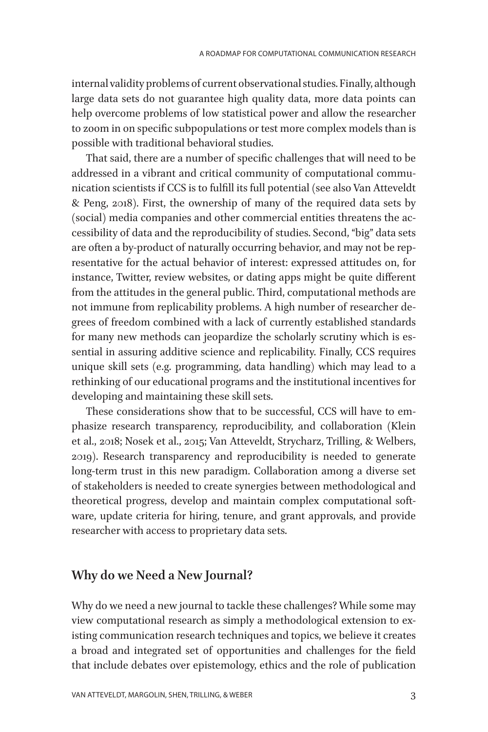internal validity problems of current observational studies. Finally, although large data sets do not guarantee high quality data, more data points can help overcome problems of low statistical power and allow the researcher to zoom in on specific subpopulations or test more complex models than is possible with traditional behavioral studies.

That said, there are a number of specific challenges that will need to be addressed in a vibrant and critical community of computational communication scientists if CCS is to fulfill its full potential (see also Van Atteveldt & Peng, 2018). First, the ownership of many of the required data sets by (social) media companies and other commercial entities threatens the accessibility of data and the reproducibility of studies. Second, "big" data sets are often a by-product of naturally occurring behavior, and may not be representative for the actual behavior of interest: expressed attitudes on, for instance, Twitter, review websites, or dating apps might be quite different from the attitudes in the general public. Third, computational methods are not immune from replicability problems. A high number of researcher degrees of freedom combined with a lack of currently established standards for many new methods can jeopardize the scholarly scrutiny which is essential in assuring additive science and replicability. Finally, CCS requires unique skill sets (e.g. programming, data handling) which may lead to a rethinking of our educational programs and the institutional incentives for developing and maintaining these skill sets.

These considerations show that to be successful, CCS will have to emphasize research transparency, reproducibility, and collaboration (Klein et al., 2018; Nosek et al., 2015; Van Atteveldt, Strycharz, Trilling, & Welbers, 2019). Research transparency and reproducibility is needed to generate long-term trust in this new paradigm. Collaboration among a diverse set of stakeholders is needed to create synergies between methodological and theoretical progress, develop and maintain complex computational software, update criteria for hiring, tenure, and grant approvals, and provide researcher with access to proprietary data sets.

## Why do we Need a New Journal?

Why do we need a new journal to tackle these challenges? While some may view computational research as simply a methodological extension to existing communication research techniques and topics, we believe it creates a broad and integrated set of opportunities and challenges for the field that include debates over epistemology, ethics and the role of publication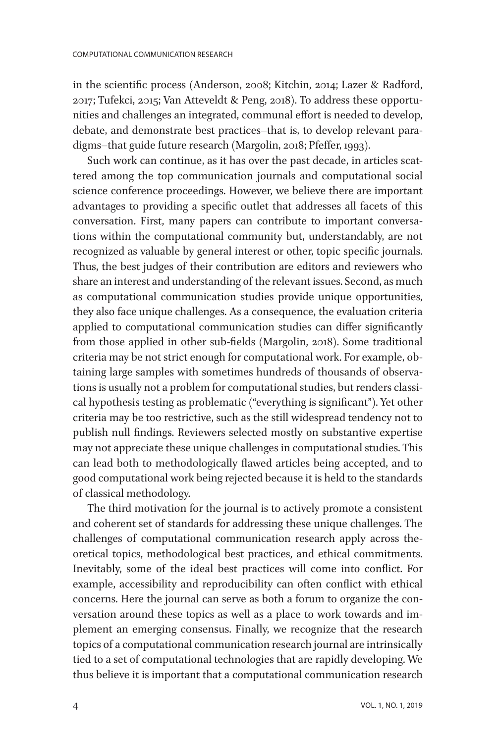in the scientific process (Anderson, 2008; Kitchin, 2014; Lazer & Radford, 2017; Tufekci, 2015; Van Atteveldt & Peng, 2018). To address these opportunities and challenges an integrated, communal effort is needed to develop, debate, and demonstrate best practices–that is, to develop relevant paradigms–that guide future research (Margolin, 2018; Pfeffer, 1993).

Such work can continue, as it has over the past decade, in articles scattered among the top communication journals and computational social science conference proceedings. However, we believe there are important advantages to providing a specific outlet that addresses all facets of this conversation. First, many papers can contribute to important conversations within the computational community but, understandably, are not recognized as valuable by general interest or other, topic specific journals. Thus, the best judges of their contribution are editors and reviewers who share an interest and understanding of the relevant issues. Second, as much as computational communication studies provide unique opportunities, they also face unique challenges. As a consequence, the evaluation criteria applied to computational communication studies can differ significantly from those applied in other sub-fields (Margolin, 2018). Some traditional criteria may be not strict enough for computational work. For example, obtaining large samples with sometimes hundreds of thousands of observations is usually not a problem for computational studies, but renders classical hypothesis testing as problematic ("everything is significant"). Yet other criteria may be too restrictive, such as the still widespread tendency not to publish null findings. Reviewers selected mostly on substantive expertise may not appreciate these unique challenges in computational studies. This can lead both to methodologically flawed articles being accepted, and to good computational work being rejected because it is held to the standards of classical methodology.

The third motivation for the journal is to actively promote a consistent and coherent set of standards for addressing these unique challenges. The challenges of computational communication research apply across theoretical topics, methodological best practices, and ethical commitments. Inevitably, some of the ideal best practices will come into conflict. For example, accessibility and reproducibility can often conflict with ethical concerns. Here the journal can serve as both a forum to organize the conversation around these topics as well as a place to work towards and implement an emerging consensus. Finally, we recognize that the research topics of a computational communication research journal are intrinsically tied to a set of computational technologies that are rapidly developing. We thus believe it is important that a computational communication research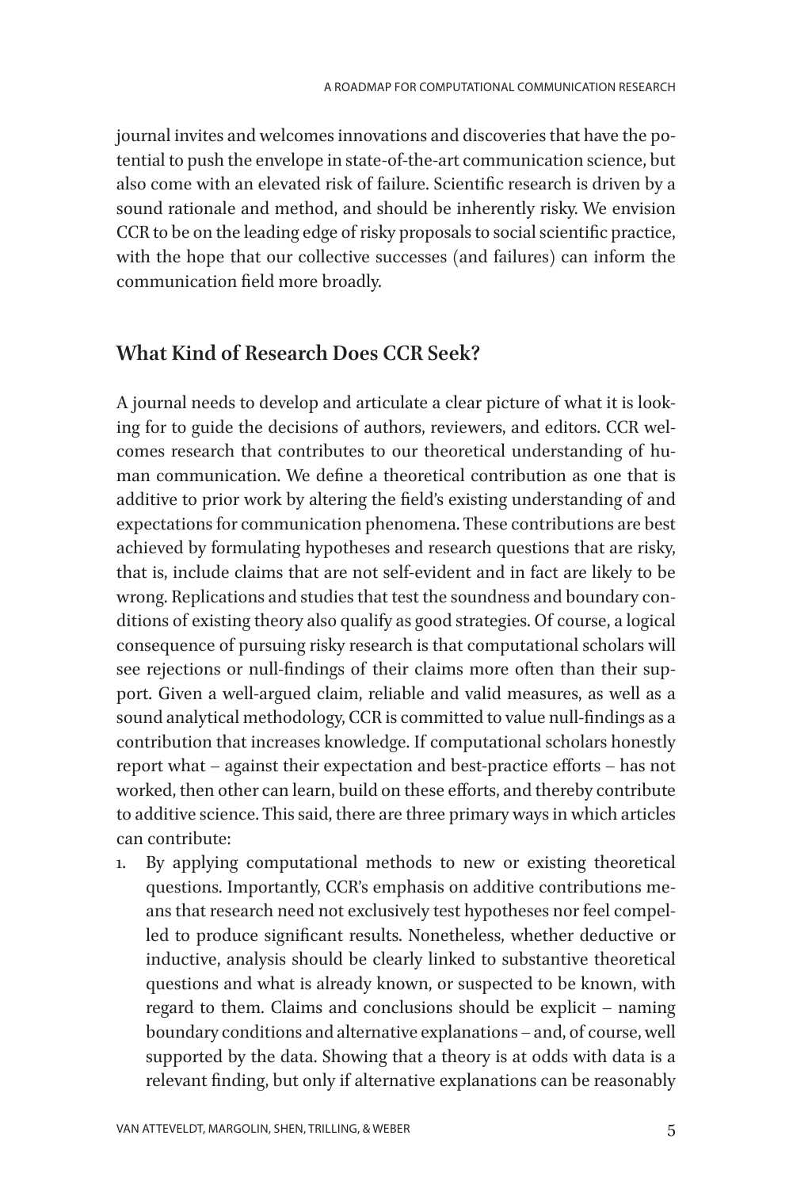journal invites and welcomes innovations and discoveries that have the potential to push the envelope in state-of-the-art communication science, but also come with an elevated risk of failure. Scientific research is driven by a sound rationale and method, and should be inherently risky. We envision CCR to be on the leading edge of risky proposals to social scientific practice, with the hope that our collective successes (and failures) can inform the communication field more broadly.

## What Kind of Research Does CCR Seek?

A journal needs to develop and articulate a clear picture of what it is looking for to guide the decisions of authors, reviewers, and editors. CCR welcomes research that contributes to our theoretical understanding of human communication. We define a theoretical contribution as one that is additive to prior work by altering the field's existing understanding of and expectations for communication phenomena. These contributions are best achieved by formulating hypotheses and research questions that are risky, that is, include claims that are not self-evident and in fact are likely to be wrong. Replications and studies that test the soundness and boundary conditions of existing theory also qualify as good strategies. Of course, a logical consequence of pursuing risky research is that computational scholars will see rejections or null-findings of their claims more often than their support. Given a well-argued claim, reliable and valid measures, as well as a sound analytical methodology, CCR is committed to value null-findings as a contribution that increases knowledge. If computational scholars honestly report what – against their expectation and best-practice efforts – has not worked, then other can learn, build on these efforts, and thereby contribute to additive science. This said, there are three primary ways in which articles can contribute:

1. By applying computational methods to new or existing theoretical questions. Importantly, CCR's emphasis on additive contributions means that research need not exclusively test hypotheses nor feel compelled to produce significant results. Nonetheless, whether deductive or inductive, analysis should be clearly linked to substantive theoretical questions and what is already known, or suspected to be known, with regard to them. Claims and conclusions should be explicit – naming boundary conditions and alternative explanations – and, of course, well supported by the data. Showing that a theory is at odds with data is a relevant finding, but only if alternative explanations can be reasonably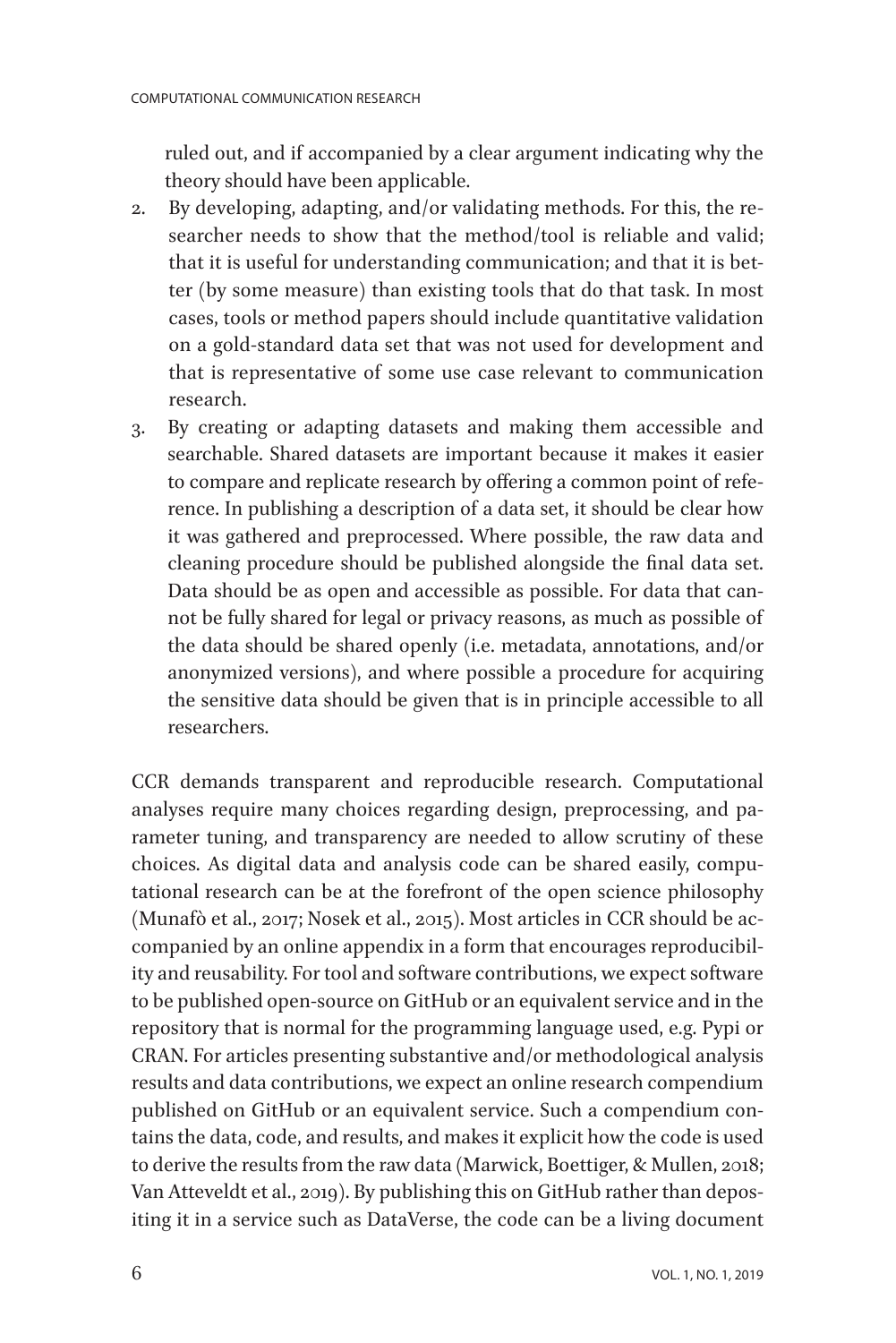ruled out, and if accompanied by a clear argument indicating why the theory should have been applicable.

2. By developing, adapting, and/or validating methods. For this, the researcher needs to show that the method/tool is reliable and valid; that it is useful for understanding communication; and that it is better (by some measure) than existing tools that do that task. In most cases, tools or method papers should include quantitative validation on a gold-standard data set that was not used for development and that is representative of some use case relevant to communication research.
3. By creating or adapting datasets and making them accessible and searchable. Shared datasets are important because it makes it easier to compare and replicate research by offering a common point of reference. In publishing a description of a data set, it should be clear how it was gathered and preprocessed. Where possible, the raw data and cleaning procedure should be published alongside the final data set. Data should be as open and accessible as possible. For data that cannot be fully shared for legal or privacy reasons, as much as possible of the data should be shared openly (i.e. metadata, annotations, and/or anonymized versions), and where possible a procedure for acquiring the sensitive data should be given that is in principle accessible to all researchers.

CCR demands transparent and reproducible research. Computational analyses require many choices regarding design, preprocessing, and parameter tuning, and transparency are needed to allow scrutiny of these choices. As digital data and analysis code can be shared easily, computational research can be at the forefront of the open science philosophy (Munafò et al., 2017; Nosek et al., 2015). Most articles in CCR should be accompanied by an online appendix in a form that encourages reproducibility and reusability. For tool and software contributions, we expect software to be published open-source on GitHub or an equivalent service and in the repository that is normal for the programming language used, e.g. Pypi or CRAN. For articles presenting substantive and/or methodological analysis results and data contributions, we expect an online research compendium published on GitHub or an equivalent service. Such a compendium contains the data, code, and results, and makes it explicit how the code is used to derive the results from the raw data (Marwick, Boettiger, & Mullen, 2018; Van Atteveldt et al., 2019). By publishing this on GitHub rather than depositing it in a service such as DataVerse, the code can be a living document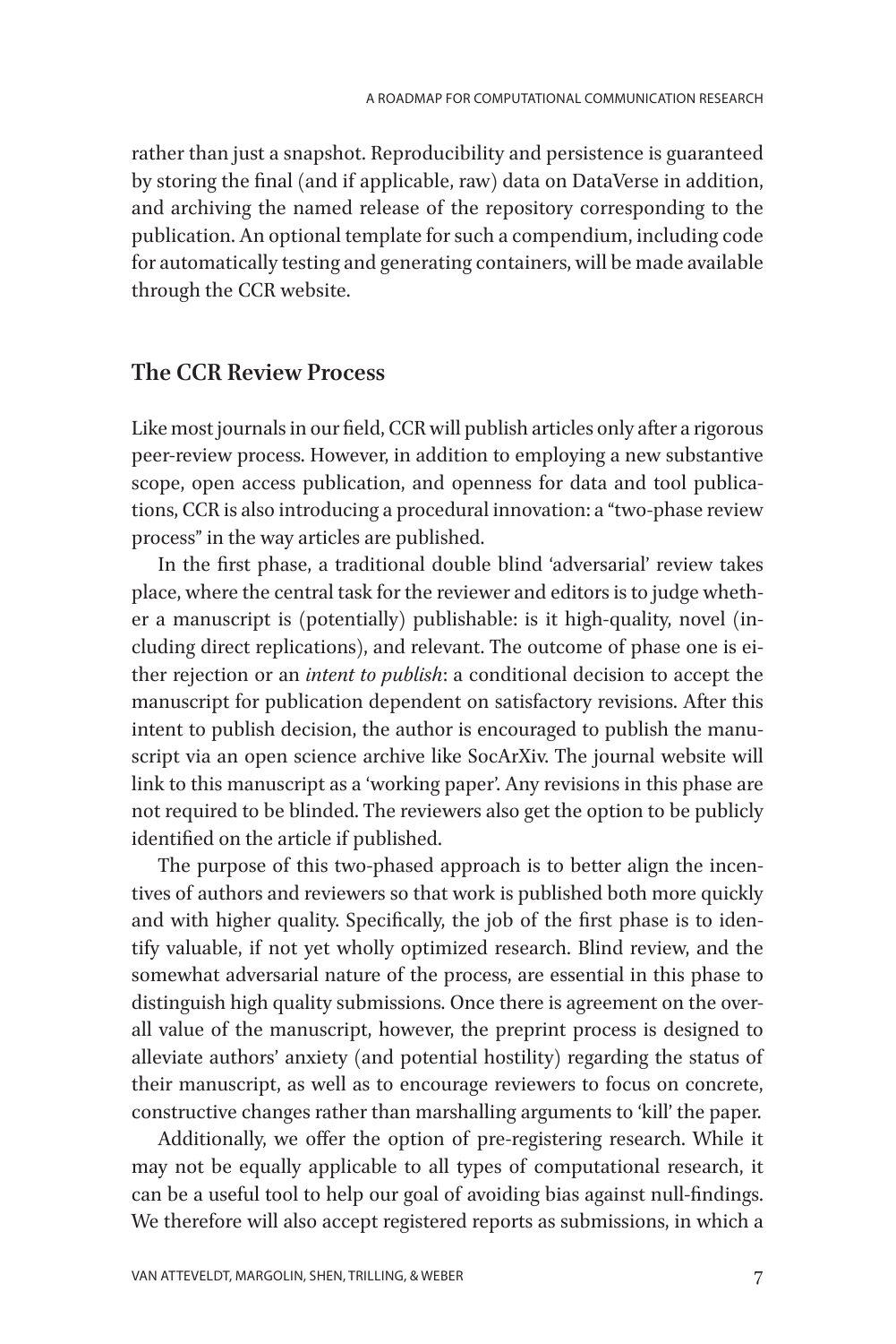rather than just a snapshot. Reproducibility and persistence is guaranteed by storing the final (and if applicable, raw) data on DataVerse in addition, and archiving the named release of the repository corresponding to the publication. An optional template for such a compendium, including code for automatically testing and generating containers, will be made available through the CCR website.

## The CCR Review Process

Like most journals in our field, CCR will publish articles only after a rigorous peer-review process. However, in addition to employing a new substantive scope, open access publication, and openness for data and tool publications, CCR is also introducing a procedural innovation: a "two-phase review process" in the way articles are published.

In the first phase, a traditional double blind 'adversarial' review takes place, where the central task for the reviewer and editors is to judge whether a manuscript is (potentially) publishable: is it high-quality, novel (including direct replications), and relevant. The outcome of phase one is either rejection or an *intent to publish*: a conditional decision to accept the manuscript for publication dependent on satisfactory revisions. After this intent to publish decision, the author is encouraged to publish the manuscript via an open science archive like SocArXiv. The journal website will link to this manuscript as a 'working paper'. Any revisions in this phase are not required to be blinded. The reviewers also get the option to be publicly identified on the article if published.

The purpose of this two-phased approach is to better align the incentives of authors and reviewers so that work is published both more quickly and with higher quality. Specifically, the job of the first phase is to identify valuable, if not yet wholly optimized research. Blind review, and the somewhat adversarial nature of the process, are essential in this phase to distinguish high quality submissions. Once there is agreement on the overall value of the manuscript, however, the preprint process is designed to alleviate authors' anxiety (and potential hostility) regarding the status of their manuscript, as well as to encourage reviewers to focus on concrete, constructive changes rather than marshalling arguments to 'kill' the paper.

Additionally, we offer the option of pre-registering research. While it may not be equally applicable to all types of computational research, it can be a useful tool to help our goal of avoiding bias against null-findings. We therefore will also accept registered reports as submissions, in which a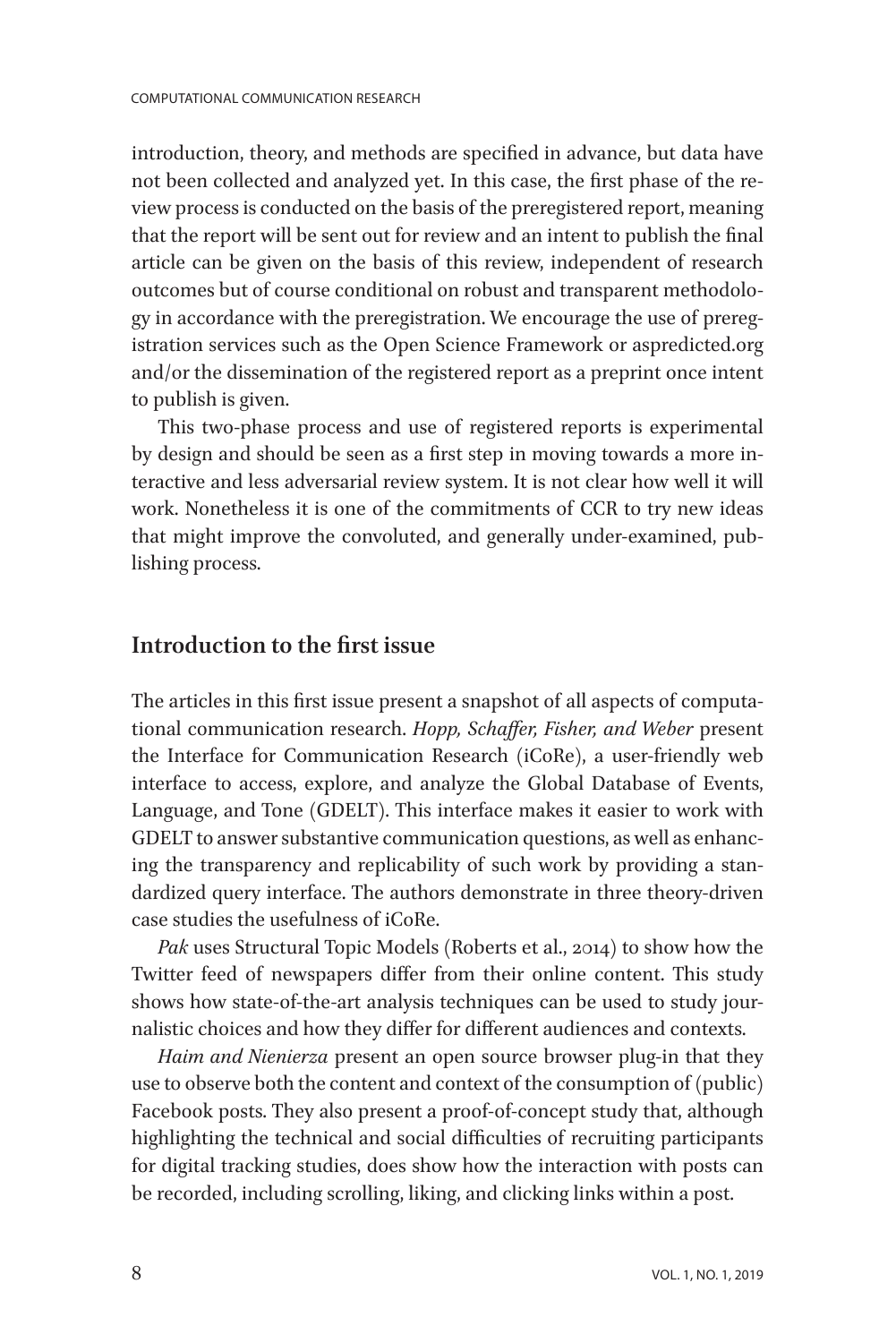introduction, theory, and methods are specified in advance, but data have not been collected and analyzed yet. In this case, the first phase of the review process is conducted on the basis of the preregistered report, meaning that the report will be sent out for review and an intent to publish the final article can be given on the basis of this review, independent of research outcomes but of course conditional on robust and transparent methodology in accordance with the preregistration. We encourage the use of preregistration services such as the Open Science Framework or aspredicted.org and/or the dissemination of the registered report as a preprint once intent to publish is given.

This two-phase process and use of registered reports is experimental by design and should be seen as a first step in moving towards a more interactive and less adversarial review system. It is not clear how well it will work. Nonetheless it is one of the commitments of CCR to try new ideas that might improve the convoluted, and generally under-examined, publishing process.

## Introduction to the first issue

The articles in this first issue present a snapshot of all aspects of computational communication research. *Hopp, Schaffer, Fisher, and Weber* present the Interface for Communication Research (iCoRe), a user-friendly web interface to access, explore, and analyze the Global Database of Events, Language, and Tone (GDELT). This interface makes it easier to work with GDELT to answer substantive communication questions, as well as enhancing the transparency and replicability of such work by providing a standardized query interface. The authors demonstrate in three theory-driven case studies the usefulness of iCoRe.

*Pak* uses Structural Topic Models (Roberts et al., 2014) to show how the Twitter feed of newspapers differ from their online content. This study shows how state-of-the-art analysis techniques can be used to study journalistic choices and how they differ for different audiences and contexts.

*Haim and Nienierza* present an open source browser plug-in that they use to observe both the content and context of the consumption of (public) Facebook posts. They also present a proof-of-concept study that, although highlighting the technical and social difficulties of recruiting participants for digital tracking studies, does show how the interaction with posts can be recorded, including scrolling, liking, and clicking links within a post.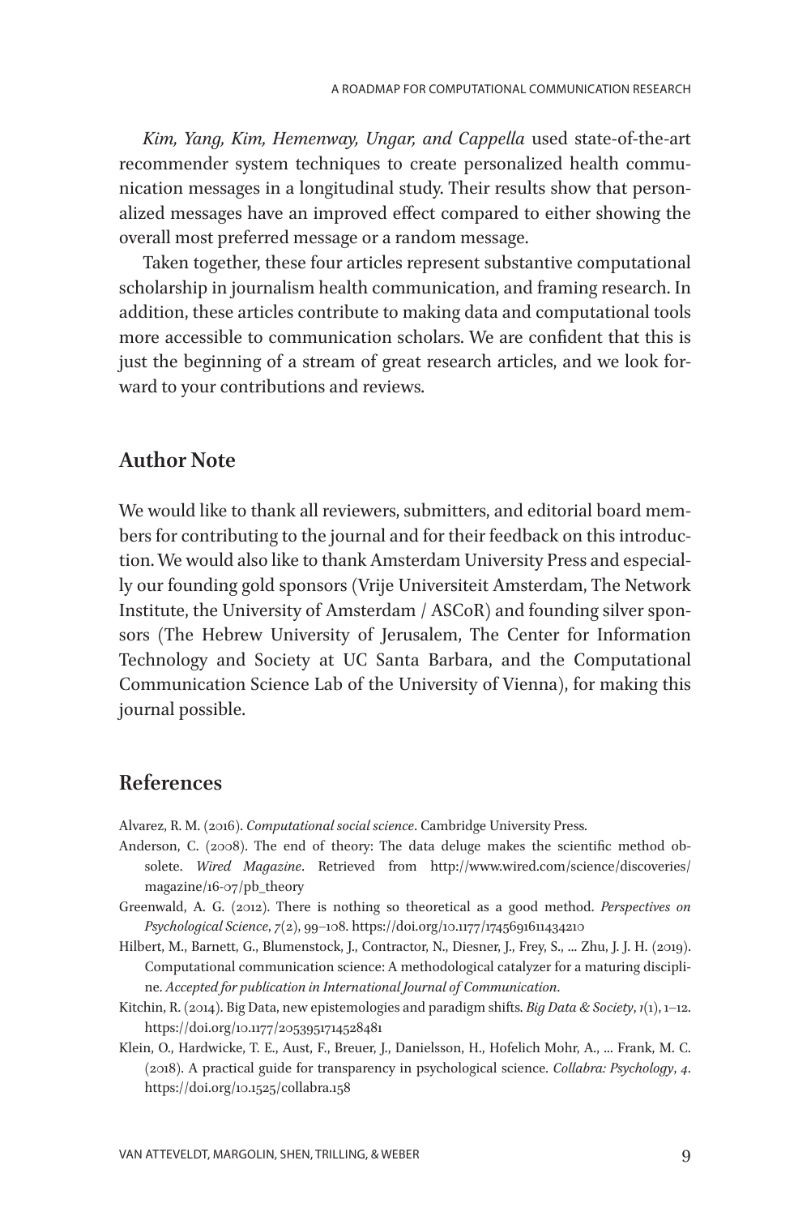*Kim, Yang, Kim, Hemenway, Ungar, and Cappella* used state-of-the-art recommender system techniques to create personalized health communication messages in a longitudinal study. Their results show that personalized messages have an improved effect compared to either showing the overall most preferred message or a random message.

Taken together, these four articles represent substantive computational scholarship in journalism health communication, and framing research. In addition, these articles contribute to making data and computational tools more accessible to communication scholars. We are confident that this is just the beginning of a stream of great research articles, and we look forward to your contributions and reviews.

## Author Note

We would like to thank all reviewers, submitters, and editorial board members for contributing to the journal and for their feedback on this introduction. We would also like to thank Amsterdam University Press and especially our founding gold sponsors (Vrije Universiteit Amsterdam, The Network Institute, the University of Amsterdam / ASCoR) and founding silver sponsors (The Hebrew University of Jerusalem, The Center for Information Technology and Society at UC Santa Barbara, and the Computational Communication Science Lab of the University of Vienna), for making this journal possible.

## References

Alvarez, R. M. (2016). *Computational social science*. Cambridge University Press.

Anderson, C. (2008). The end of theory: The data deluge makes the scientific method obsolete. *Wired Magazine*. Retrieved from http://www.wired.com/science/discoveries/magazine/16-07/pb_theory

Greenwald, A. G. (2012). There is nothing so theoretical as a good method. *Perspectives on Psychological Science*, *7*(2), 99–108. https://doi.org/10.1177/1745691611434210

Hilbert, M., Barnett, G., Blumenstock, J., Contractor, N., Diesner, J., Frey, S., ... Zhu, J. J. H. (2019). Computational communication science: A methodological catalyzer for a maturing discipline. *Accepted for publication in International Journal of Communication*.

Kitchin, R. (2014). Big Data, new epistemologies and paradigm shifts. *Big Data & Society*, *1*(1), 1–12. https://doi.org/10.1177/2053951714528481

Klein, O., Hardwicke, T. E., Aust, F., Breuer, J., Danielsson, H., Hofelich Mohr, A., ... Frank, M. C. (2018). A practical guide for transparency in psychological science. *Collabra: Psychology*, *4*. https://doi.org/10.1525/collabra.158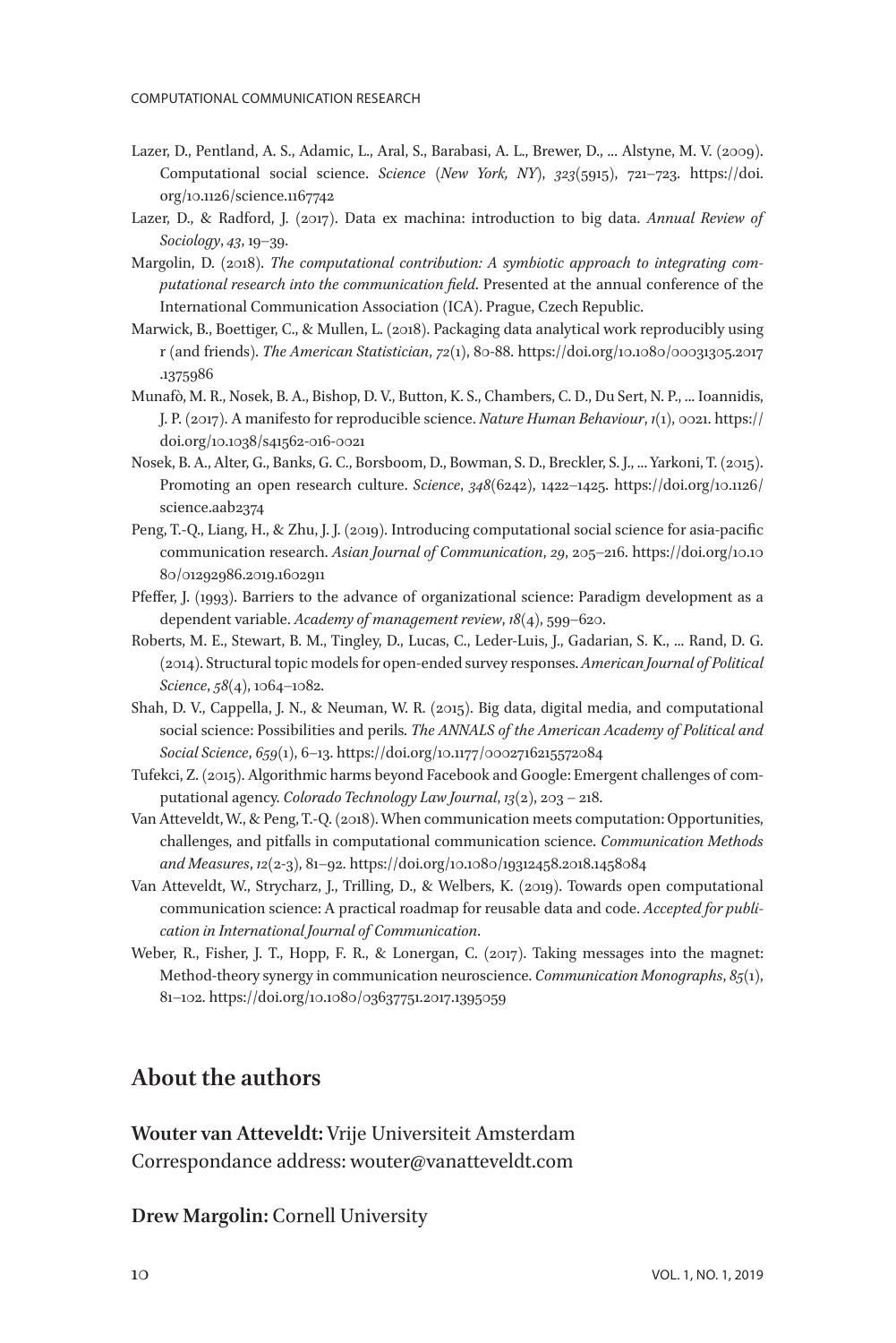Lazer, D., Pentland, A. S., Adamic, L., Aral, S., Barabasi, A. L., Brewer, D., ... Alstyne, M. V. (2009). Computational social science. *Science* (*New York, NY*), *323*(5915), 721–723. https://doi.org/10.1126/science.1167742

Lazer, D., & Radford, J. (2017). Data ex machina: introduction to big data. *Annual Review of Sociology*, *43*, 19–39.

Margolin, D. (2018). *The computational contribution: A symbiotic approach to integrating computational research into the communication field*. Presented at the annual conference of the International Communication Association (ICA). Prague, Czech Republic.

Marwick, B., Boettiger, C., & Mullen, L. (2018). Packaging data analytical work reproducibly using r (and friends). *The American Statistician*, *72*(1), 80-88. https://doi.org/10.1080/00031305.2017.1375986

Munafò, M. R., Nosek, B. A., Bishop, D. V., Button, K. S., Chambers, C. D., Du Sert, N. P., ... Ioannidis, J. P. (2017). A manifesto for reproducible science. *Nature Human Behaviour*, *1*(1), 0021. https://doi.org/10.1038/s41562-016-0021

Nosek, B. A., Alter, G., Banks, G. C., Borsboom, D., Bowman, S. D., Breckler, S. J., ... Yarkoni, T. (2015). Promoting an open research culture. *Science*, *348*(6242), 1422–1425. https://doi.org/10.1126/science.aab2374

Peng, T.-Q., Liang, H., & Zhu, J. J. (2019). Introducing computational social science for asia-pacific communication research. *Asian Journal of Communication*, *29*, 205–216. https://doi.org/10.1080/01292986.2019.1602911

Pfeffer, J. (1993). Barriers to the advance of organizational science: Paradigm development as a dependent variable. *Academy of management review*, *18*(4), 599–620.

Roberts, M. E., Stewart, B. M., Tingley, D., Lucas, C., Leder-Luis, J., Gadarian, S. K., ... Rand, D. G. (2014). Structural topic models for open-ended survey responses. *American Journal of Political Science*, *58*(4), 1064–1082.

Shah, D. V., Cappella, J. N., & Neuman, W. R. (2015). Big data, digital media, and computational social science: Possibilities and perils. *The ANNALS of the American Academy of Political and Social Science*, *659*(1), 6–13. https://doi.org/10.1177/0002716215572084

Tufekci, Z. (2015). Algorithmic harms beyond Facebook and Google: Emergent challenges of computational agency. *Colorado Technology Law Journal*, *13*(2), 203 – 218.

Van Atteveldt, W., & Peng, T.-Q. (2018). When communication meets computation: Opportunities, challenges, and pitfalls in computational communication science. *Communication Methods and Measures*, *12*(2-3), 81–92. https://doi.org/10.1080/19312458.2018.1458084

Van Atteveldt, W., Strycharz, J., Trilling, D., & Welbers, K. (2019). Towards open computational communication science: A practical roadmap for reusable data and code. *Accepted for publication in International Journal of Communication*.

Weber, R., Fisher, J. T., Hopp, F. R., & Lonergan, C. (2017). Taking messages into the magnet: Method-theory synergy in communication neuroscience. *Communication Monographs*, *85*(1), 81–102. https://doi.org/10.1080/03637751.2017.1395059

## About the authors

**Wouter van Atteveldt:** Vrije Universiteit Amsterdam
Correspondance address: wouter@vanatteveldt.com

**Drew Margolin:** Cornell University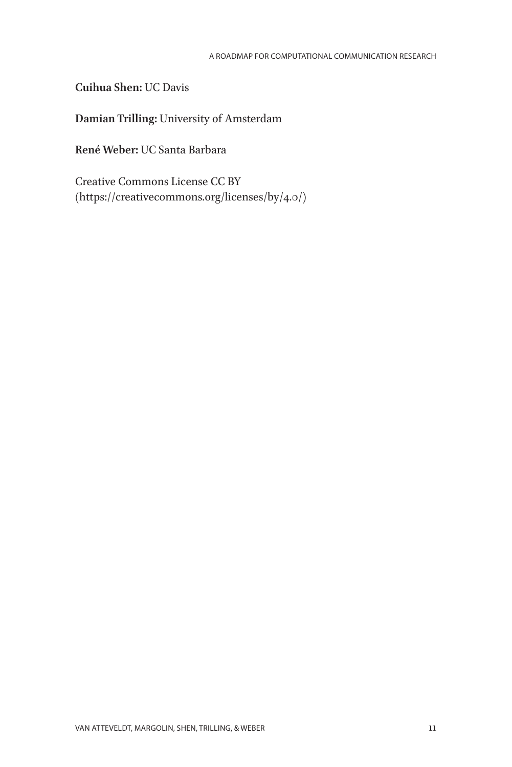**Cuihua Shen:** UC Davis

**Damian Trilling:** University of Amsterdam

**René Weber:** UC Santa Barbara

Creative Commons License CC BY
(https://creativecommons.org/licenses/by/4.0/)